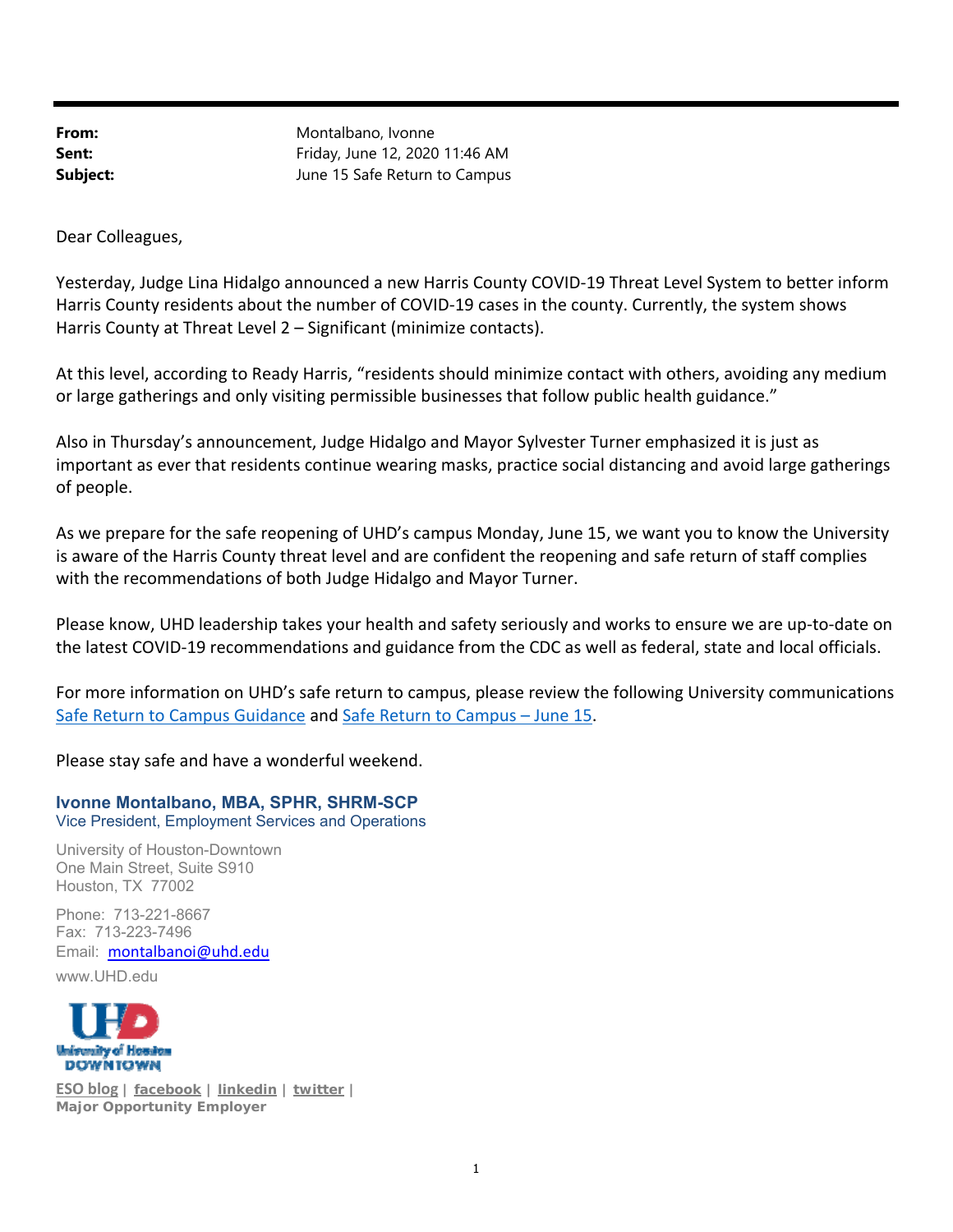**From:** Montalbano, Ivonne
**Sent:** Friday, June 12, 2020 11:46 AM
**Subject:** June 15 Safe Return to Campus

Dear Colleagues,

Yesterday, Judge Lina Hidalgo announced a new Harris County COVID-19 Threat Level System to better inform Harris County residents about the number of COVID-19 cases in the county. Currently, the system shows Harris County at Threat Level 2 – Significant (minimize contacts).

At this level, according to Ready Harris, "residents should minimize contact with others, avoiding any medium or large gatherings and only visiting permissible businesses that follow public health guidance."

Also in Thursday's announcement, Judge Hidalgo and Mayor Sylvester Turner emphasized it is just as important as ever that residents continue wearing masks, practice social distancing and avoid large gatherings of people.

As we prepare for the safe reopening of UHD's campus Monday, June 15, we want you to know the University is aware of the Harris County threat level and are confident the reopening and safe return of staff complies with the recommendations of both Judge Hidalgo and Mayor Turner.

Please know, UHD leadership takes your health and safety seriously and works to ensure we are up-to-date on the latest COVID-19 recommendations and guidance from the CDC as well as federal, state and local officials.

For more information on UHD's safe return to campus, please review the following University communications Safe Return to Campus Guidance and Safe Return to Campus – June 15.

Please stay safe and have a wonderful weekend.

**Ivonne Montalbano, MBA, SPHR, SHRM-SCP**
Vice President, Employment Services and Operations

University of Houston-Downtown
One Main Street, Suite S910
Houston, TX 77002

Phone: 713-221-8667
Fax: 713-223-7496
Email: montalbanoi@uhd.edu

www.UHD.edu

University of Houston DOWNTOWN

ESO blog | facebook | linkedin | twitter |
**Major Opportunity Employer**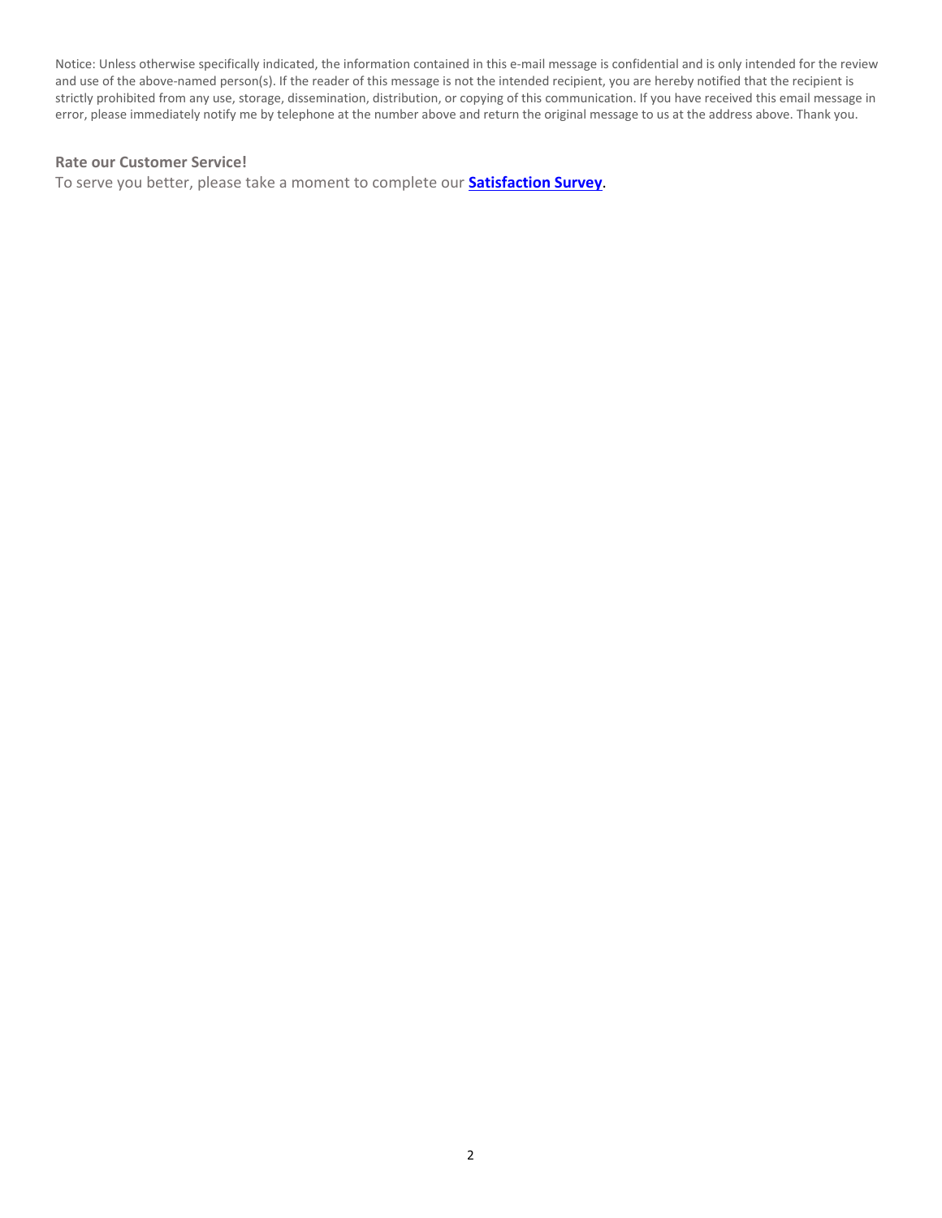Notice: Unless otherwise specifically indicated, the information contained in this e-mail message is confidential and is only intended for the review and use of the above-named person(s). If the reader of this message is not the intended recipient, you are hereby notified that the recipient is strictly prohibited from any use, storage, dissemination, distribution, or copying of this communication. If you have received this email message in error, please immediately notify me by telephone at the number above and return the original message to us at the address above. Thank you.

**Rate our Customer Service!**

To serve you better, please take a moment to complete our **Satisfaction Survey**.